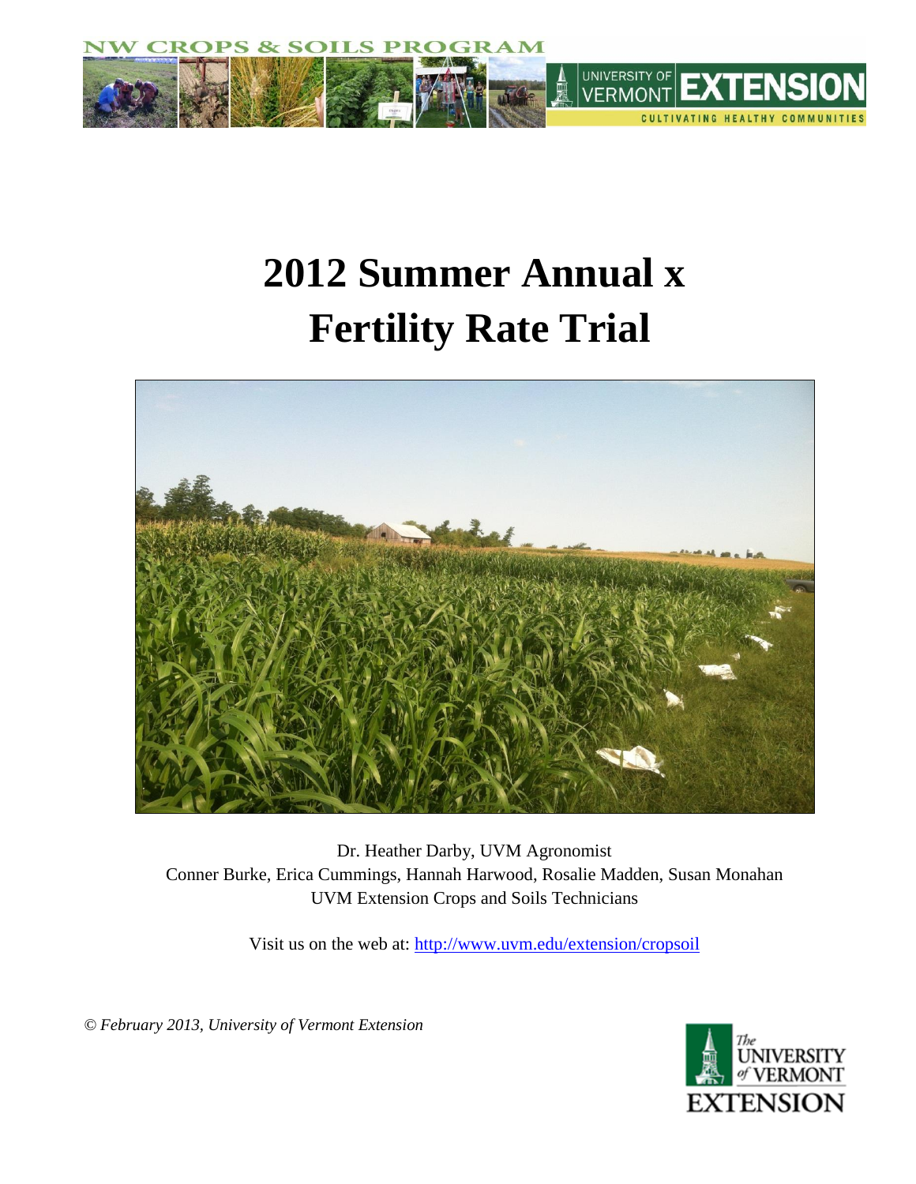# 2012 Summer Annual x Fertility Rate Trial

Dr. Heather Darby, UVM Agronomist

Conner Burke, Erica Cummings, Hannah Harwood, Rosalie Madden, Susan Monahan

UVM Extension Crops and Soils Technicians

Visit us on the web at: http://www.uvm.edu/extension/cropsoil

*© February 2013, University of Vermont Extension*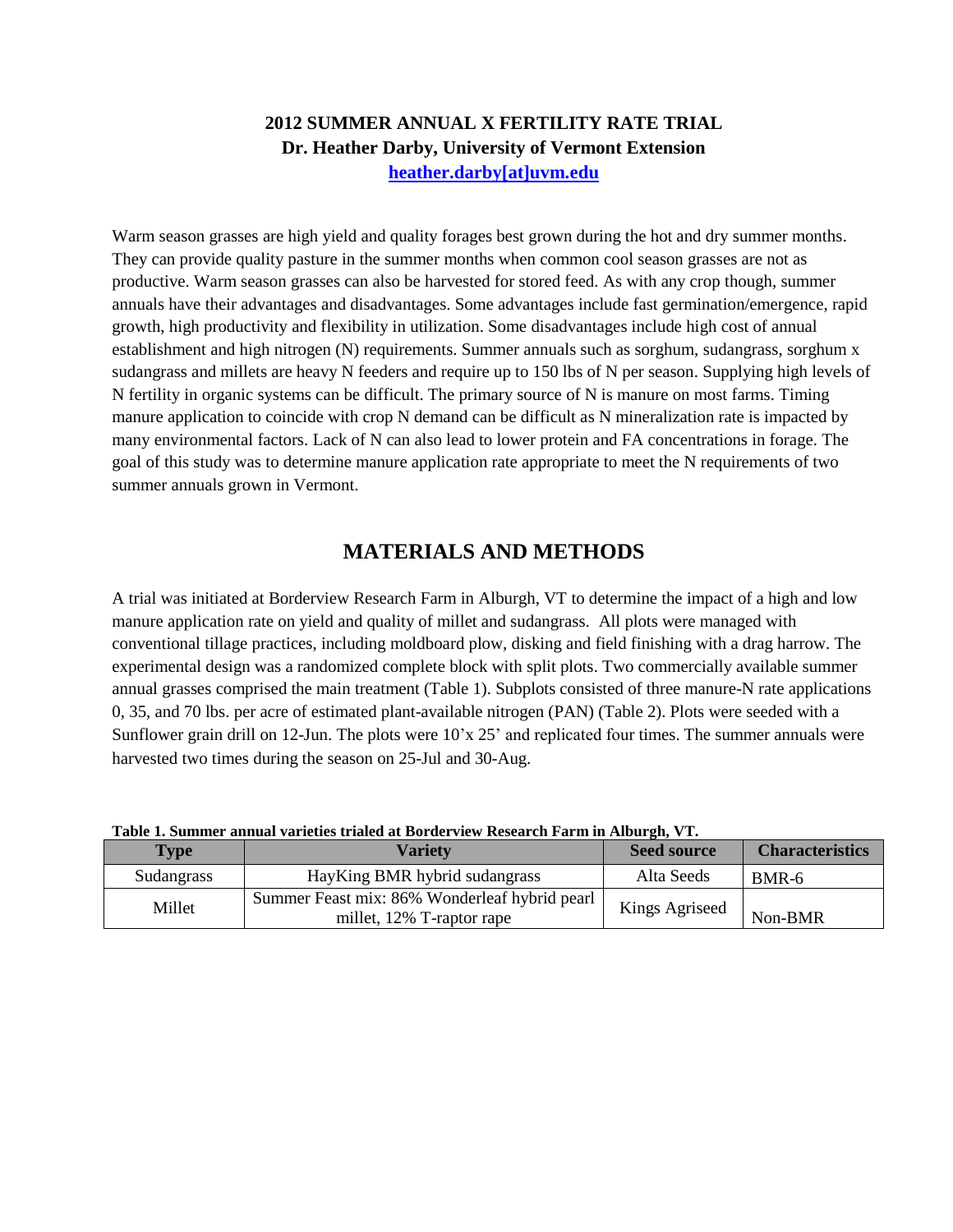**2012 SUMMER ANNUAL X FERTILITY RATE TRIAL**
**Dr. Heather Darby, University of Vermont Extension**
**heather.darby[at]uvm.edu**

Warm season grasses are high yield and quality forages best grown during the hot and dry summer months. They can provide quality pasture in the summer months when common cool season grasses are not as productive. Warm season grasses can also be harvested for stored feed. As with any crop though, summer annuals have their advantages and disadvantages. Some advantages include fast germination/emergence, rapid growth, high productivity and flexibility in utilization. Some disadvantages include high cost of annual establishment and high nitrogen (N) requirements. Summer annuals such as sorghum, sudangrass, sorghum x sudangrass and millets are heavy N feeders and require up to 150 lbs of N per season. Supplying high levels of N fertility in organic systems can be difficult. The primary source of N is manure on most farms. Timing manure application to coincide with crop N demand can be difficult as N mineralization rate is impacted by many environmental factors. Lack of N can also lead to lower protein and FA concentrations in forage. The goal of this study was to determine manure application rate appropriate to meet the N requirements of two summer annuals grown in Vermont.

## MATERIALS AND METHODS

A trial was initiated at Borderview Research Farm in Alburgh, VT to determine the impact of a high and low manure application rate on yield and quality of millet and sudangrass. All plots were managed with conventional tillage practices, including moldboard plow, disking and field finishing with a drag harrow. The experimental design was a randomized complete block with split plots. Two commercially available summer annual grasses comprised the main treatment (Table 1). Subplots consisted of three manure-N rate applications 0, 35, and 70 lbs. per acre of estimated plant-available nitrogen (PAN) (Table 2). Plots were seeded with a Sunflower grain drill on 12-Jun. The plots were 10'x 25' and replicated four times. The summer annuals were harvested two times during the season on 25-Jul and 30-Aug.

**Table 1. Summer annual varieties trialed at Borderview Research Farm in Alburgh, VT.**

| Type | Variety | Seed source | Characteristics |
|---|---|---|---|
| Sudangrass | HayKing BMR hybrid sudangrass | Alta Seeds | BMR-6 |
| Millet | Summer Feast mix: 86% Wonderleaf hybrid pearl millet, 12% T-raptor rape | Kings Agriseed | Non-BMR |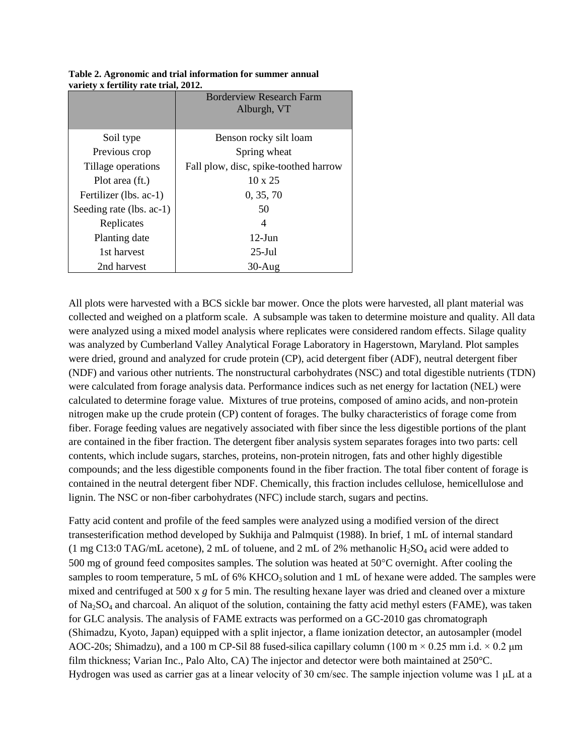**Table 2. Agronomic and trial information for summer annual variety x fertility rate trial, 2012.**

| | Borderview Research Farm Alburgh, VT |
|---|---|
| Soil type | Benson rocky silt loam |
| Previous crop | Spring wheat |
| Tillage operations | Fall plow, disc, spike-toothed harrow |
| Plot area (ft.) | 10 x 25 |
| Fertilizer (lbs. ac-1) | 0, 35, 70 |
| Seeding rate (lbs. ac-1) | 50 |
| Replicates | 4 |
| Planting date | 12-Jun |
| 1st harvest | 25-Jul |
| 2nd harvest | 30-Aug |

All plots were harvested with a BCS sickle bar mower. Once the plots were harvested, all plant material was collected and weighed on a platform scale. A subsample was taken to determine moisture and quality. All data were analyzed using a mixed model analysis where replicates were considered random effects. Silage quality was analyzed by Cumberland Valley Analytical Forage Laboratory in Hagerstown, Maryland. Plot samples were dried, ground and analyzed for crude protein (CP), acid detergent fiber (ADF), neutral detergent fiber (NDF) and various other nutrients. The nonstructural carbohydrates (NSC) and total digestible nutrients (TDN) were calculated from forage analysis data. Performance indices such as net energy for lactation (NEL) were calculated to determine forage value. Mixtures of true proteins, composed of amino acids, and non-protein nitrogen make up the crude protein (CP) content of forages. The bulky characteristics of forage come from fiber. Forage feeding values are negatively associated with fiber since the less digestible portions of the plant are contained in the fiber fraction. The detergent fiber analysis system separates forages into two parts: cell contents, which include sugars, starches, proteins, non-protein nitrogen, fats and other highly digestible compounds; and the less digestible components found in the fiber fraction. The total fiber content of forage is contained in the neutral detergent fiber NDF. Chemically, this fraction includes cellulose, hemicellulose and lignin. The NSC or non-fiber carbohydrates (NFC) include starch, sugars and pectins.

Fatty acid content and profile of the feed samples were analyzed using a modified version of the direct transesterification method developed by Sukhija and Palmquist (1988). In brief, 1 mL of internal standard (1 mg C13:0 TAG/mL acetone), 2 mL of toluene, and 2 mL of 2% methanolic $H_2SO_4$ acid were added to 500 mg of ground feed composites samples. The solution was heated at 50°C overnight. After cooling the samples to room temperature, 5 mL of 6% $KHCO_3$ solution and 1 mL of hexane were added. The samples were mixed and centrifuged at 500 x *g* for 5 min. The resulting hexane layer was dried and cleaned over a mixture of $Na_2SO_4$ and charcoal. An aliquot of the solution, containing the fatty acid methyl esters (FAME), was taken for GLC analysis. The analysis of FAME extracts was performed on a GC-2010 gas chromatograph (Shimadzu, Kyoto, Japan) equipped with a split injector, a flame ionization detector, an autosampler (model AOC-20s; Shimadzu), and a 100 m CP-Sil 88 fused-silica capillary column (100 m × 0.25 mm i.d. × 0.2 μm film thickness; Varian Inc., Palo Alto, CA) The injector and detector were both maintained at 250°C. Hydrogen was used as carrier gas at a linear velocity of 30 cm/sec. The sample injection volume was 1 μL at a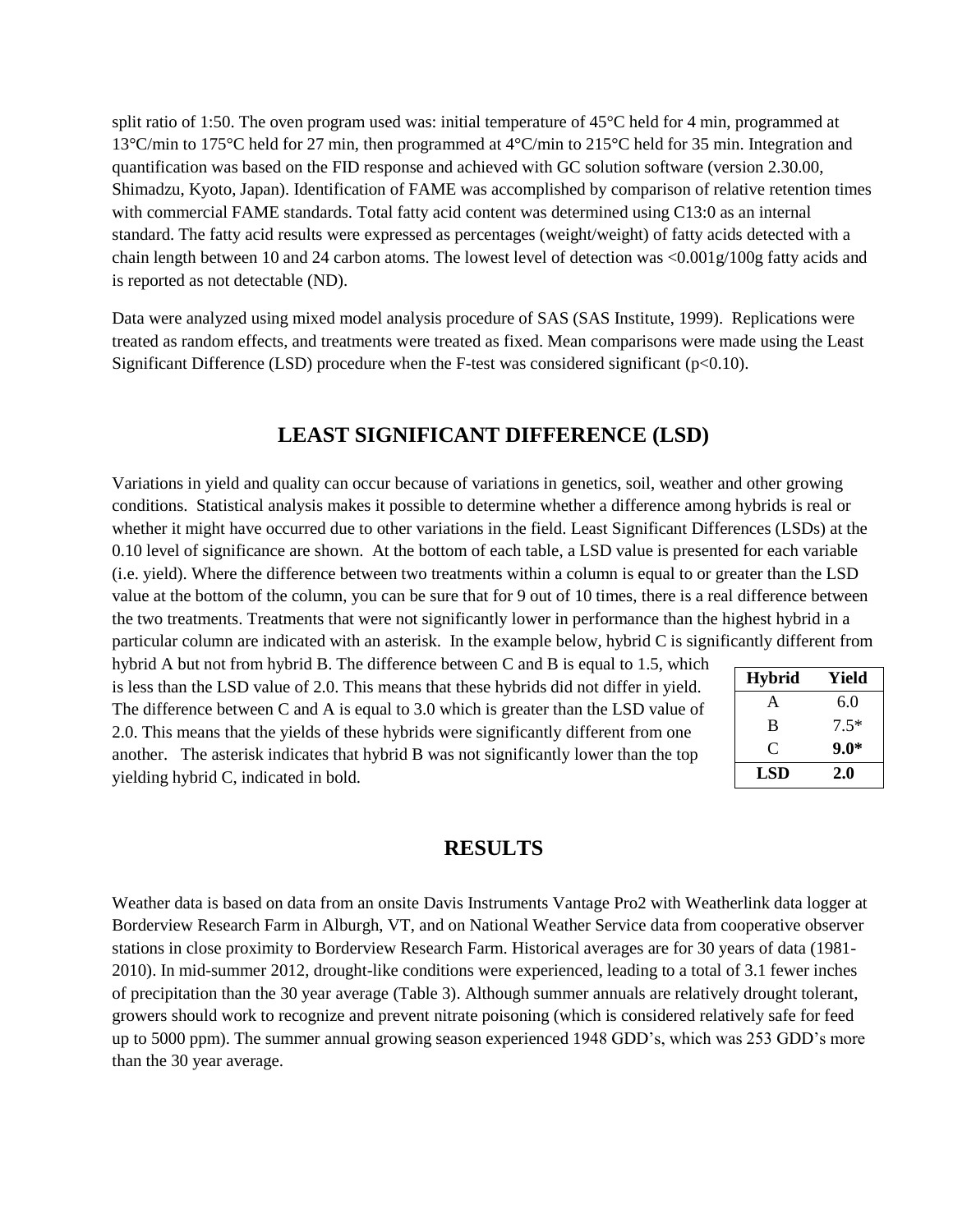split ratio of 1:50. The oven program used was: initial temperature of 45°C held for 4 min, programmed at 13°C/min to 175°C held for 27 min, then programmed at 4°C/min to 215°C held for 35 min. Integration and quantification was based on the FID response and achieved with GC solution software (version 2.30.00, Shimadzu, Kyoto, Japan). Identification of FAME was accomplished by comparison of relative retention times with commercial FAME standards. Total fatty acid content was determined using C13:0 as an internal standard. The fatty acid results were expressed as percentages (weight/weight) of fatty acids detected with a chain length between 10 and 24 carbon atoms. The lowest level of detection was <0.001g/100g fatty acids and is reported as not detectable (ND).

Data were analyzed using mixed model analysis procedure of SAS (SAS Institute, 1999). Replications were treated as random effects, and treatments were treated as fixed. Mean comparisons were made using the Least Significant Difference (LSD) procedure when the F-test was considered significant ($p<0.10$).

## LEAST SIGNIFICANT DIFFERENCE (LSD)

Variations in yield and quality can occur because of variations in genetics, soil, weather and other growing conditions. Statistical analysis makes it possible to determine whether a difference among hybrids is real or whether it might have occurred due to other variations in the field. Least Significant Differences (LSDs) at the 0.10 level of significance are shown. At the bottom of each table, a LSD value is presented for each variable (i.e. yield). Where the difference between two treatments within a column is equal to or greater than the LSD value at the bottom of the column, you can be sure that for 9 out of 10 times, there is a real difference between the two treatments. Treatments that were not significantly lower in performance than the highest hybrid in a particular column are indicated with an asterisk. In the example below, hybrid C is significantly different from hybrid A but not from hybrid B. The difference between C and B is equal to 1.5, which is less than the LSD value of 2.0. This means that these hybrids did not differ in yield. The difference between C and A is equal to 3.0 which is greater than the LSD value of 2.0. This means that the yields of these hybrids were significantly different from one another. The asterisk indicates that hybrid B was not significantly lower than the top yielding hybrid C, indicated in bold.

| Hybrid | Yield |
|---|---|
| A | 6.0 |
| B | 7.5* |
| C | **9.0*** |
| **LSD** | **2.0** |

## RESULTS

Weather data is based on data from an onsite Davis Instruments Vantage Pro2 with Weatherlink data logger at Borderview Research Farm in Alburgh, VT, and on National Weather Service data from cooperative observer stations in close proximity to Borderview Research Farm. Historical averages are for 30 years of data (1981-2010). In mid-summer 2012, drought-like conditions were experienced, leading to a total of 3.1 fewer inches of precipitation than the 30 year average (Table 3). Although summer annuals are relatively drought tolerant, growers should work to recognize and prevent nitrate poisoning (which is considered relatively safe for feed up to 5000 ppm). The summer annual growing season experienced 1948 GDD's, which was 253 GDD's more than the 30 year average.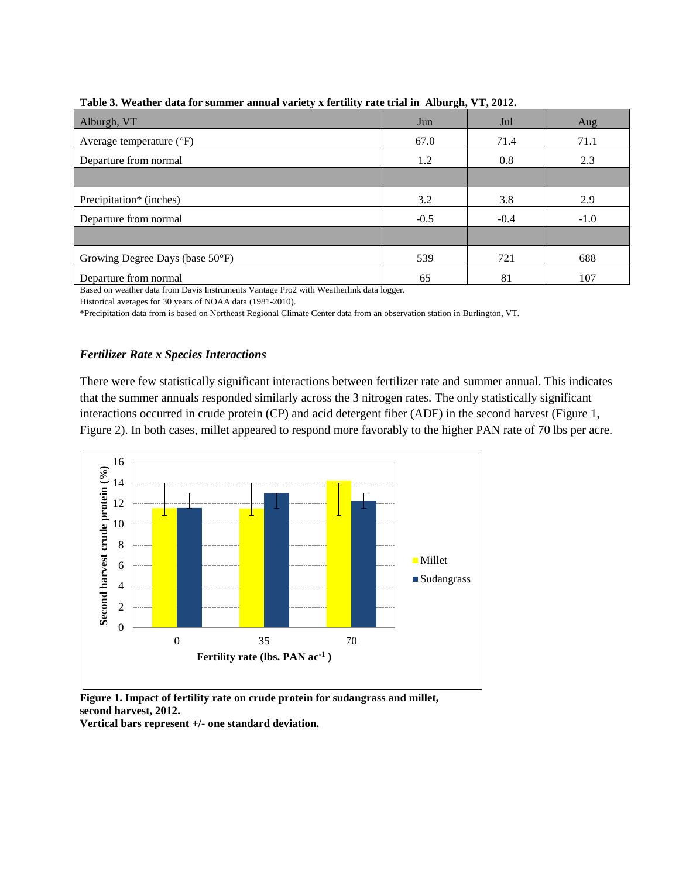**Table 3. Weather data for summer annual variety x fertility rate trial in Alburgh, VT, 2012.**

| Alburgh, VT | Jun | Jul | Aug |
|---|---|---|---|
| Average temperature (°F) | 67.0 | 71.4 | 71.1 |
| Departure from normal | 1.2 | 0.8 | 2.3 |
| | | | |
| Precipitation* (inches) | 3.2 | 3.8 | 2.9 |
| Departure from normal | -0.5 | -0.4 | -1.0 |
| | | | |
| Growing Degree Days (base 50°F) | 539 | 721 | 688 |
| Departure from normal | 65 | 81 | 107 |

Based on weather data from Davis Instruments Vantage Pro2 with Weatherlink data logger.

Historical averages for 30 years of NOAA data (1981-2010).

*Precipitation data from is based on Northeast Regional Climate Center data from an observation station in Burlington, VT.

### *Fertilizer Rate x Species Interactions*

There were few statistically significant interactions between fertilizer rate and summer annual. This indicates that the summer annuals responded similarly across the 3 nitrogen rates. The only statistically significant interactions occurred in crude protein (CP) and acid detergent fiber (ADF) in the second harvest (Figure 1, Figure 2). In both cases, millet appeared to respond more favorably to the higher PAN rate of 70 lbs per acre.

**Figure 1. Impact of fertility rate on crude protein for sudangrass and millet, second harvest, 2012.**
**Vertical bars represent +/- one standard deviation.**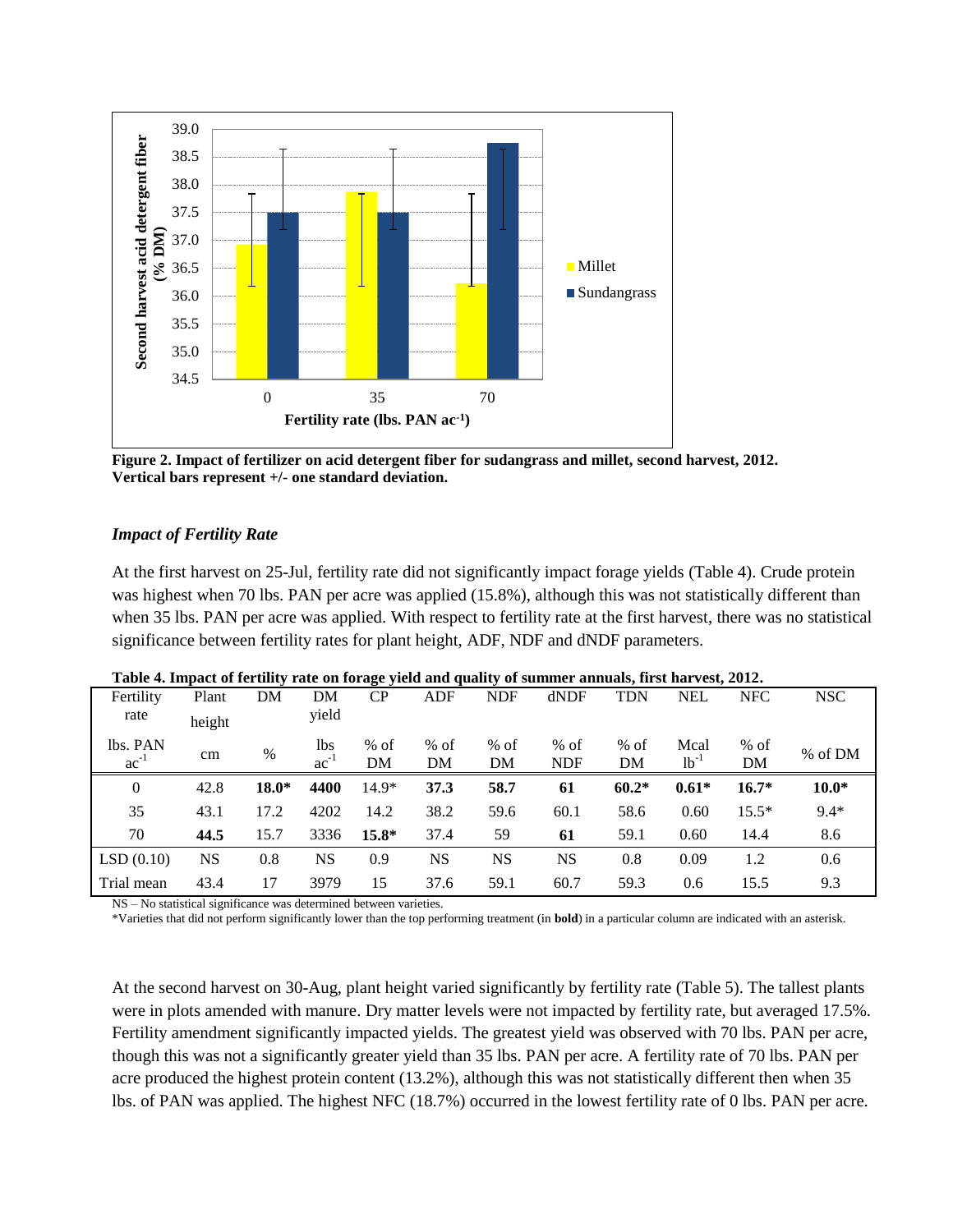Figure 2. **Impact of fertilizer on acid detergent fiber for sudangrass and millet, second harvest, 2012. Vertical bars represent +/- one standard deviation.**

### *Impact of Fertility Rate*

At the first harvest on 25-Jul, fertility rate did not significantly impact forage yields (Table 4). Crude protein was highest when 70 lbs. PAN per acre was applied (15.8%), although this was not statistically different than when 35 lbs. PAN per acre was applied. With respect to fertility rate at the first harvest, there was no statistical significance between fertility rates for plant height, ADF, NDF and dNDF parameters.

**Table 4. Impact of fertility rate on forage yield and quality of summer annuals, first harvest, 2012.**

| Fertility rate | Plant height | DM | DM yield | CP | ADF | NDF | dNDF | TDN | NEL | NFC | NSC |
|---|---|---|---|---|---|---|---|---|---|---|---|
| lbs. PAN $ac^{-1}$ | cm | % | lbs $ac^{-1}$ | % of DM | % of DM | % of DM | % of NDF | % of DM | Mcal $lb^{-1}$ | % of DM | % of DM |
| 0 | 42.8 | **18.0*** | **4400** | 14.9* | **37.3** | **58.7** | **61** | **60.2*** | **0.61*** | **16.7*** | **10.0*** |
| 35 | 43.1 | 17.2 | 4202 | 14.2 | 38.2 | 59.6 | 60.1 | 58.6 | 0.60 | 15.5* | 9.4* |
| 70 | **44.5** | 15.7 | 3336 | **15.8*** | 37.4 | 59 | **61** | 59.1 | 0.60 | 14.4 | 8.6 |
| LSD (0.10) | NS | 0.8 | NS | 0.9 | NS | NS | NS | 0.8 | 0.09 | 1.2 | 0.6 |
| Trial mean | 43.4 | 17 | 3979 | 15 | 37.6 | 59.1 | 60.7 | 59.3 | 0.6 | 15.5 | 9.3 |

NS – No statistical significance was determined between varieties.
*Varieties that did not perform significantly lower than the top performing treatment (in **bold**) in a particular column are indicated with an asterisk.

At the second harvest on 30-Aug, plant height varied significantly by fertility rate (Table 5). The tallest plants were in plots amended with manure. Dry matter levels were not impacted by fertility rate, but averaged 17.5%. Fertility amendment significantly impacted yields. The greatest yield was observed with 70 lbs. PAN per acre, though this was not a significantly greater yield than 35 lbs. PAN per acre. A fertility rate of 70 lbs. PAN per acre produced the highest protein content (13.2%), although this was not statistically different then when 35 lbs. of PAN was applied. The highest NFC (18.7%) occurred in the lowest fertility rate of 0 lbs. PAN per acre.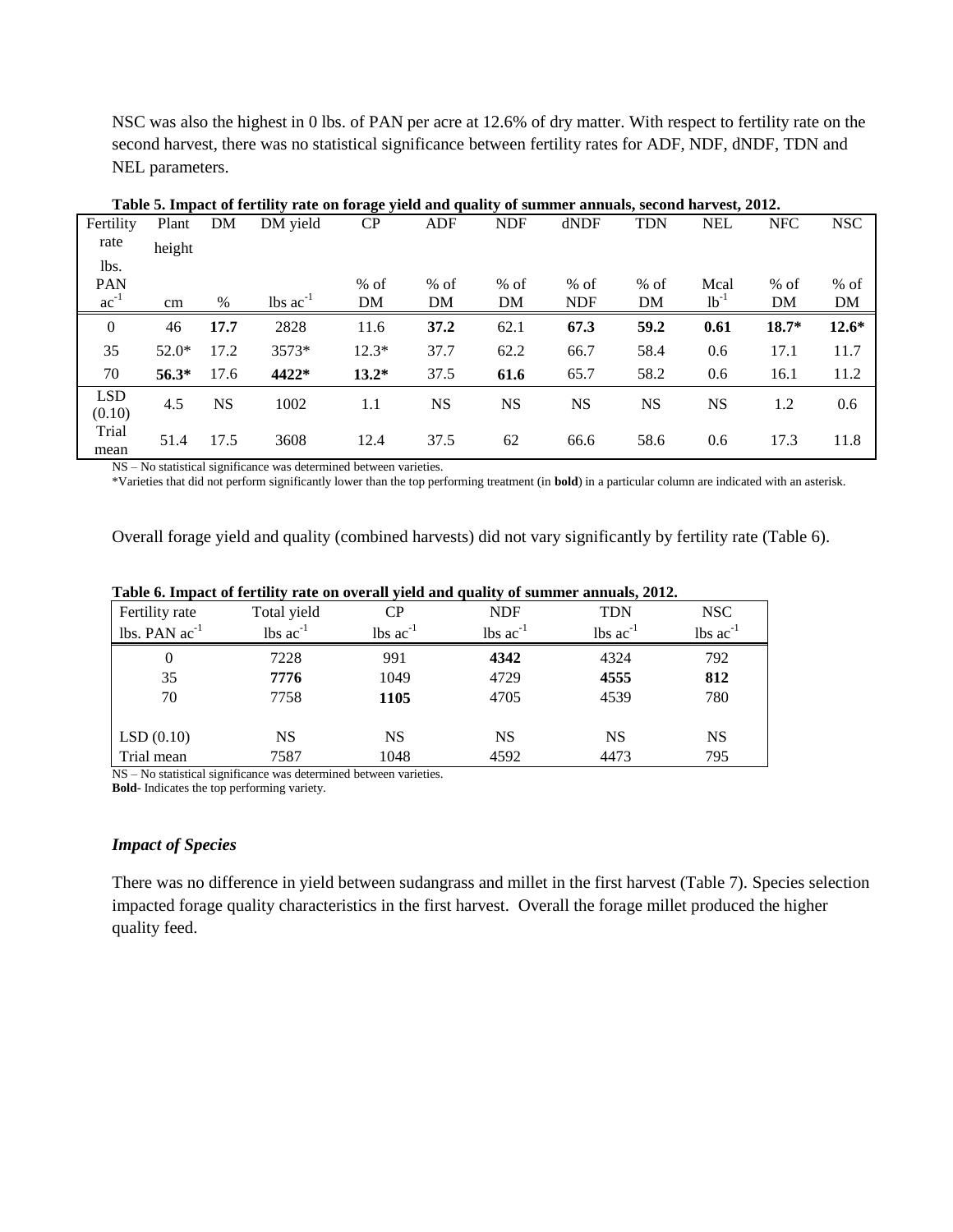NSC was also the highest in 0 lbs. of PAN per acre at 12.6% of dry matter. With respect to fertility rate on the second harvest, there was no statistical significance between fertility rates for ADF, NDF, dNDF, TDN and NEL parameters.

**Table 5. Impact of fertility rate on forage yield and quality of summer annuals, second harvest, 2012.**

| Fertility rate | Plant height | DM | DM yield | CP | ADF | NDF | dNDF | TDN | NEL | NFC | NSC |
|---|---|---|---|---|---|---|---|---|---|---|---|
| lbs. PAN $ac^{-1}$ | cm | % | lbs $ac^{-1}$ | % of DM | % of DM | % of DM | % of NDF | % of DM | Mcal $lb^{-1}$ | % of DM | % of DM |
| 0 | 46 | **17.7** | 2828 | 11.6 | **37.2** | 62.1 | **67.3** | **59.2** | **0.61** | **18.7*** | **12.6*** |
| 35 | 52.0* | 17.2 | 3573* | 12.3* | 37.7 | 62.2 | 66.7 | 58.4 | 0.6 | 17.1 | 11.7 |
| 70 | **56.3*** | 17.6 | **4422*** | **13.2*** | 37.5 | **61.6** | 65.7 | 58.2 | 0.6 | 16.1 | 11.2 |
| LSD (0.10) | 4.5 | NS | 1002 | 1.1 | NS | NS | NS | NS | NS | 1.2 | 0.6 |
| Trial mean | 51.4 | 17.5 | 3608 | 12.4 | 37.5 | 62 | 66.6 | 58.6 | 0.6 | 17.3 | 11.8 |

NS – No statistical significance was determined between varieties.
*Varieties that did not perform significantly lower than the top performing treatment (in **bold**) in a particular column are indicated with an asterisk.

Overall forage yield and quality (combined harvests) did not vary significantly by fertility rate (Table 6).

**Table 6. Impact of fertility rate on overall yield and quality of summer annuals, 2012.**

| Fertility rate | Total yield | CP | NDF | TDN | NSC |
|---|---|---|---|---|---|
| lbs. PAN $ac^{-1}$ | lbs $ac^{-1}$ | lbs $ac^{-1}$ | lbs $ac^{-1}$ | lbs $ac^{-1}$ | lbs $ac^{-1}$ |
| 0 | 7228 | 991 | **4342** | 4324 | 792 |
| 35 | **7776** | 1049 | 4729 | **4555** | **812** |
| 70 | 7758 | **1105** | 4705 | 4539 | 780 |
| LSD (0.10) | NS | NS | NS | NS | NS |
| Trial mean | 7587 | 1048 | 4592 | 4473 | 795 |

NS – No statistical significance was determined between varieties.
**Bold**- Indicates the top performing variety.

### *Impact of Species*

There was no difference in yield between sudangrass and millet in the first harvest (Table 7). Species selection impacted forage quality characteristics in the first harvest. Overall the forage millet produced the higher quality feed.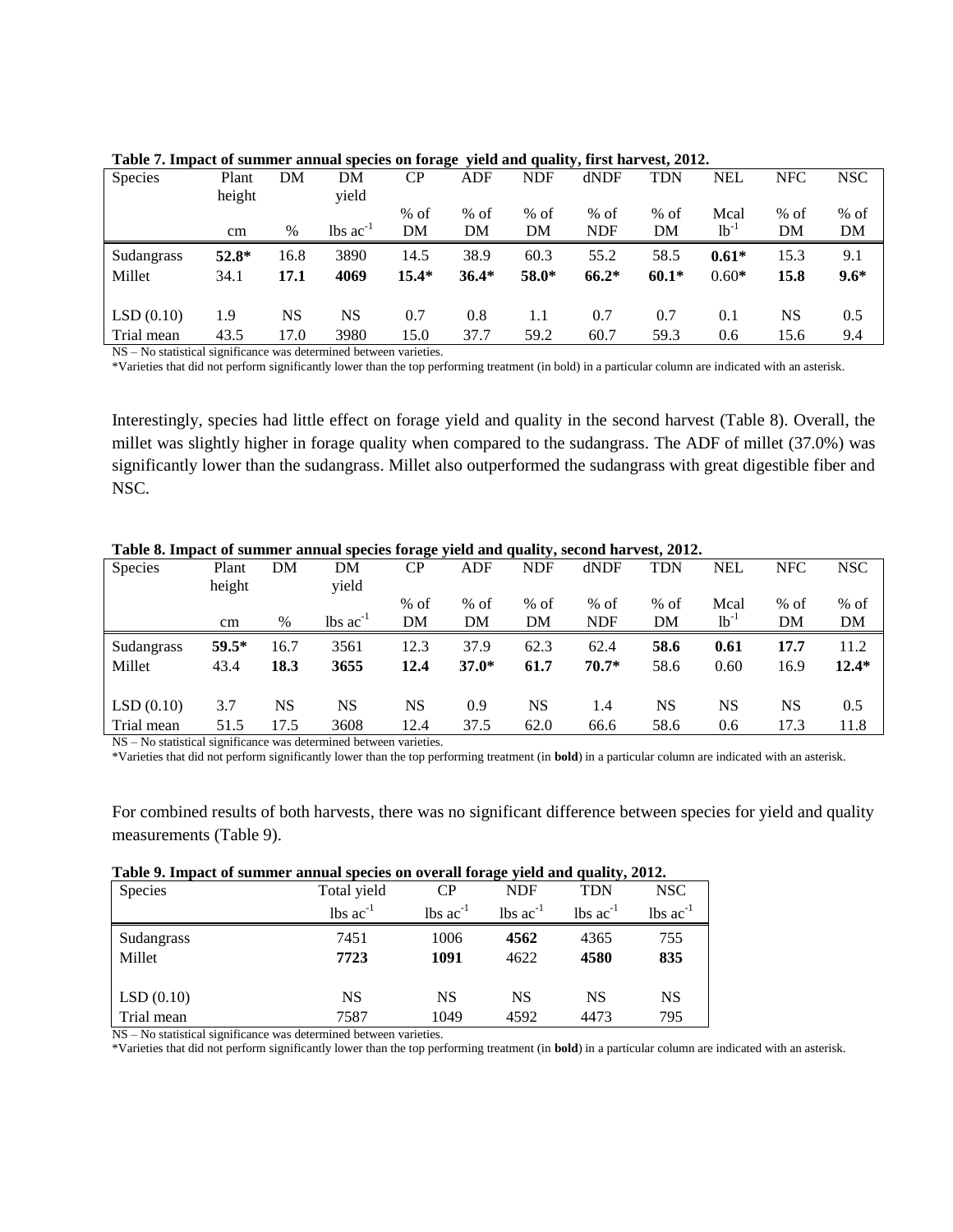**Table 7. Impact of summer annual species on forage yield and quality, first harvest, 2012.**

| Species | Plant height | DM | DM yield | CP | ADF | NDF | dNDF | TDN | NEL | NFC | NSC |
|---|---|---|---|---|---|---|---|---|---|---|---|
| | | | | % of | % of | % of | % of | % of | Mcal | % of | % of |
| | cm | % | lbs $ac^{-1}$ | DM | DM | DM | NDF | DM | $lb^{-1}$ | DM | DM |
| Sudangrass | **52.8*** | 16.8 | 3890 | 14.5 | 38.9 | 60.3 | 55.2 | 58.5 | **0.61*** | 15.3 | 9.1 |
| Millet | 34.1 | **17.1** | **4069** | **15.4*** | **36.4*** | **58.0*** | **66.2*** | **60.1*** | 0.60* | **15.8** | **9.6*** |
| LSD (0.10) | 1.9 | NS | NS | 0.7 | 0.8 | 1.1 | 0.7 | 0.7 | 0.1 | NS | 0.5 |
| Trial mean | 43.5 | 17.0 | 3980 | 15.0 | 37.7 | 59.2 | 60.7 | 59.3 | 0.6 | 15.6 | 9.4 |

NS – No statistical significance was determined between varieties.

*Varieties that did not perform significantly lower than the top performing treatment (in bold) in a particular column are indicated with an asterisk.

Interestingly, species had little effect on forage yield and quality in the second harvest (Table 8). Overall, the millet was slightly higher in forage quality when compared to the sudangrass. The ADF of millet (37.0%) was significantly lower than the sudangrass. Millet also outperformed the sudangrass with great digestible fiber and NSC.

**Table 8. Impact of summer annual species forage yield and quality, second harvest, 2012.**

| Species | Plant height | DM | DM yield | CP | ADF | NDF | dNDF | TDN | NEL | NFC | NSC |
|---|---|---|---|---|---|---|---|---|---|---|---|
| | | | | % of | % of | % of | % of | % of | Mcal | % of | % of |
| | cm | % | lbs $ac^{-1}$ | DM | DM | DM | NDF | DM | $lb^{-1}$ | DM | DM |
| Sudangrass | **59.5*** | 16.7 | 3561 | 12.3 | 37.9 | 62.3 | 62.4 | **58.6** | **0.61** | **17.7** | 11.2 |
| Millet | 43.4 | **18.3** | **3655** | **12.4** | **37.0*** | **61.7** | **70.7*** | 58.6 | 0.60 | 16.9 | **12.4*** |
| LSD (0.10) | 3.7 | NS | NS | NS | 0.9 | NS | 1.4 | NS | NS | NS | 0.5 |
| Trial mean | 51.5 | 17.5 | 3608 | 12.4 | 37.5 | 62.0 | 66.6 | 58.6 | 0.6 | 17.3 | 11.8 |

NS – No statistical significance was determined between varieties.

*Varieties that did not perform significantly lower than the top performing treatment (in **bold**) in a particular column are indicated with an asterisk.

For combined results of both harvests, there was no significant difference between species for yield and quality measurements (Table 9).

**Table 9. Impact of summer annual species on overall forage yield and quality, 2012.**

| Species | Total yield | CP | NDF | TDN | NSC |
|---|---|---|---|---|---|
| | lbs $ac^{-1}$ | lbs $ac^{-1}$ | lbs $ac^{-1}$ | lbs $ac^{-1}$ | lbs $ac^{-1}$ |
| Sudangrass | 7451 | 1006 | **4562** | 4365 | 755 |
| Millet | **7723** | **1091** | 4622 | **4580** | **835** |
| LSD (0.10) | NS | NS | NS | NS | NS |
| Trial mean | 7587 | 1049 | 4592 | 4473 | 795 |

NS – No statistical significance was determined between varieties.

*Varieties that did not perform significantly lower than the top performing treatment (in **bold**) in a particular column are indicated with an asterisk.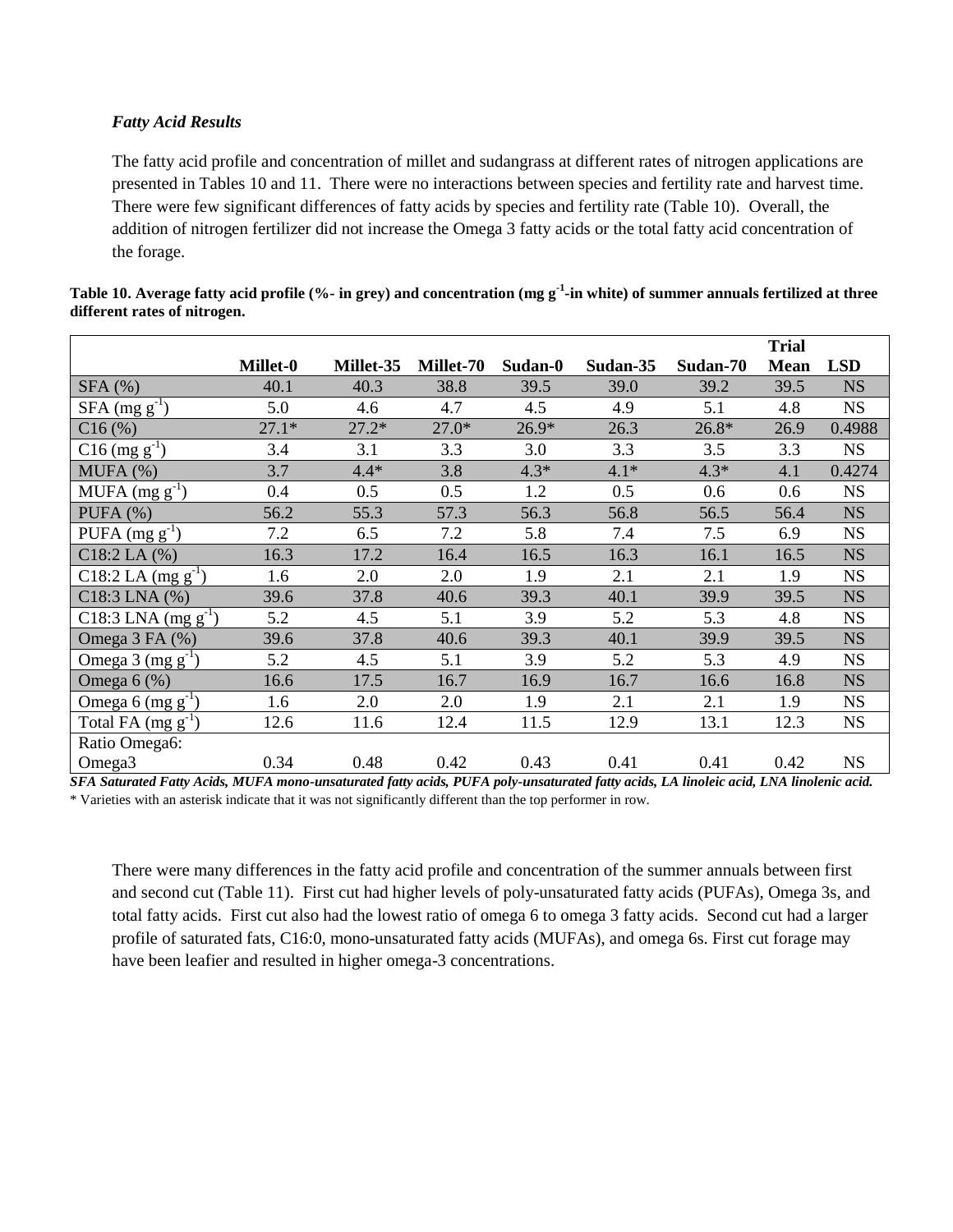### *Fatty Acid Results*

The fatty acid profile and concentration of millet and sudangrass at different rates of nitrogen applications are presented in Tables 10 and 11. There were no interactions between species and fertility rate and harvest time. There were few significant differences of fatty acids by species and fertility rate (Table 10). Overall, the addition of nitrogen fertilizer did not increase the Omega 3 fatty acids or the total fatty acid concentration of the forage.

**Table 10. Average fatty acid profile (%- in grey) and concentration ($mg\ g^{-1}$-in white) of summer annuals fertilized at three different rates of nitrogen.**

| | Millet-0 | Millet-35 | Millet-70 | Sudan-0 | Sudan-35 | Sudan-70 | Trial Mean | LSD |
|---|---|---|---|---|---|---|---|---|
| SFA (%) | 40.1 | 40.3 | 38.8 | 39.5 | 39.0 | 39.2 | 39.5 | NS |
| SFA ($mg\ g^{-1}$) | 5.0 | 4.6 | 4.7 | 4.5 | 4.9 | 5.1 | 4.8 | NS |
| C16 (%) | 27.1* | 27.2* | 27.0* | 26.9* | 26.3 | 26.8* | 26.9 | 0.4988 |
| C16 ($mg\ g^{-1}$) | 3.4 | 3.1 | 3.3 | 3.0 | 3.3 | 3.5 | 3.3 | NS |
| MUFA (%) | 3.7 | 4.4* | 3.8 | 4.3* | 4.1* | 4.3* | 4.1 | 0.4274 |
| MUFA ($mg\ g^{-1}$) | 0.4 | 0.5 | 0.5 | 1.2 | 0.5 | 0.6 | 0.6 | NS |
| PUFA (%) | 56.2 | 55.3 | 57.3 | 56.3 | 56.8 | 56.5 | 56.4 | NS |
| PUFA ($mg\ g^{-1}$) | 7.2 | 6.5 | 7.2 | 5.8 | 7.4 | 7.5 | 6.9 | NS |
| C18:2 LA (%) | 16.3 | 17.2 | 16.4 | 16.5 | 16.3 | 16.1 | 16.5 | NS |
| C18:2 LA ($mg\ g^{-1}$) | 1.6 | 2.0 | 2.0 | 1.9 | 2.1 | 2.1 | 1.9 | NS |
| C18:3 LNA (%) | 39.6 | 37.8 | 40.6 | 39.3 | 40.1 | 39.9 | 39.5 | NS |
| C18:3 LNA ($mg\ g^{-1}$) | 5.2 | 4.5 | 5.1 | 3.9 | 5.2 | 5.3 | 4.8 | NS |
| Omega 3 FA (%) | 39.6 | 37.8 | 40.6 | 39.3 | 40.1 | 39.9 | 39.5 | NS |
| Omega 3 ($mg\ g^{-1}$) | 5.2 | 4.5 | 5.1 | 3.9 | 5.2 | 5.3 | 4.9 | NS |
| Omega 6 (%) | 16.6 | 17.5 | 16.7 | 16.9 | 16.7 | 16.6 | 16.8 | NS |
| Omega 6 ($mg\ g^{-1}$) | 1.6 | 2.0 | 2.0 | 1.9 | 2.1 | 2.1 | 1.9 | NS |
| Total FA ($mg\ g^{-1}$) | 12.6 | 11.6 | 12.4 | 11.5 | 12.9 | 13.1 | 12.3 | NS |
| Ratio Omega6: Omega3 | 0.34 | 0.48 | 0.42 | 0.43 | 0.41 | 0.41 | 0.42 | NS |

***SFA Saturated Fatty Acids, MUFA mono-unsaturated fatty acids, PUFA poly-unsaturated fatty acids, LA linoleic acid, LNA linolenic acid.***
\* Varieties with an asterisk indicate that it was not significantly different than the top performer in row.

There were many differences in the fatty acid profile and concentration of the summer annuals between first and second cut (Table 11). First cut had higher levels of poly-unsaturated fatty acids (PUFAs), Omega 3s, and total fatty acids. First cut also had the lowest ratio of omega 6 to omega 3 fatty acids. Second cut had a larger profile of saturated fats, C16:0, mono-unsaturated fatty acids (MUFAs), and omega 6s. First cut forage may have been leafier and resulted in higher omega-3 concentrations.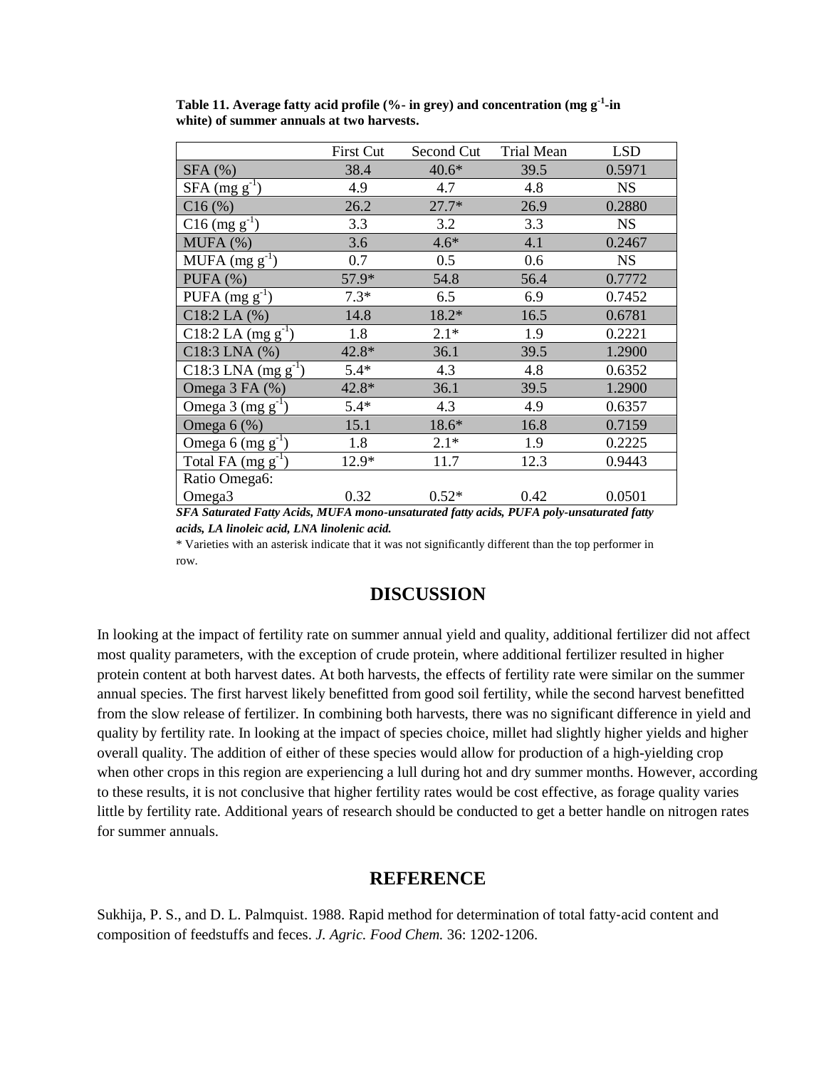**Table 11. Average fatty acid profile (%- in grey) and concentration (mg $g^{-1}$-in white) of summer annuals at two harvests.**

| | First Cut | Second Cut | Trial Mean | LSD |
|---|---|---|---|---|
| SFA (%) | 38.4 | 40.6* | 39.5 | 0.5971 |
| SFA (mg $g^{-1}$) | 4.9 | 4.7 | 4.8 | NS |
| C16 (%) | 26.2 | 27.7* | 26.9 | 0.2880 |
| C16 (mg $g^{-1}$) | 3.3 | 3.2 | 3.3 | NS |
| MUFA (%) | 3.6 | 4.6* | 4.1 | 0.2467 |
| MUFA (mg $g^{-1}$) | 0.7 | 0.5 | 0.6 | NS |
| PUFA (%) | 57.9* | 54.8 | 56.4 | 0.7772 |
| PUFA (mg $g^{-1}$) | 7.3* | 6.5 | 6.9 | 0.7452 |
| C18:2 LA (%) | 14.8 | 18.2* | 16.5 | 0.6781 |
| C18:2 LA (mg $g^{-1}$) | 1.8 | 2.1* | 1.9 | 0.2221 |
| C18:3 LNA (%) | 42.8* | 36.1 | 39.5 | 1.2900 |
| C18:3 LNA (mg $g^{-1}$) | 5.4* | 4.3 | 4.8 | 0.6352 |
| Omega 3 FA (%) | 42.8* | 36.1 | 39.5 | 1.2900 |
| Omega 3 (mg $g^{-1}$) | 5.4* | 4.3 | 4.9 | 0.6357 |
| Omega 6 (%) | 15.1 | 18.6* | 16.8 | 0.7159 |
| Omega 6 (mg $g^{-1}$) | 1.8 | 2.1* | 1.9 | 0.2225 |
| Total FA (mg $g^{-1}$) | 12.9* | 11.7 | 12.3 | 0.9443 |
| Ratio Omega6: Omega3 | 0.32 | 0.52* | 0.42 | 0.0501 |

***SFA Saturated Fatty Acids, MUFA mono-unsaturated fatty acids, PUFA poly-unsaturated fatty acids, LA linoleic acid, LNA linolenic acid.***

* Varieties with an asterisk indicate that it was not significantly different than the top performer in row.

## DISCUSSION

In looking at the impact of fertility rate on summer annual yield and quality, additional fertilizer did not affect most quality parameters, with the exception of crude protein, where additional fertilizer resulted in higher protein content at both harvest dates. At both harvests, the effects of fertility rate were similar on the summer annual species. The first harvest likely benefitted from good soil fertility, while the second harvest benefitted from the slow release of fertilizer. In combining both harvests, there was no significant difference in yield and quality by fertility rate. In looking at the impact of species choice, millet had slightly higher yields and higher overall quality. The addition of either of these species would allow for production of a high-yielding crop when other crops in this region are experiencing a lull during hot and dry summer months. However, according to these results, it is not conclusive that higher fertility rates would be cost effective, as forage quality varies little by fertility rate. Additional years of research should be conducted to get a better handle on nitrogen rates for summer annuals.

## REFERENCE

Sukhija, P. S., and D. L. Palmquist. 1988. Rapid method for determination of total fatty-acid content and composition of feedstuffs and feces. *J. Agric. Food Chem.* 36: 1202-1206.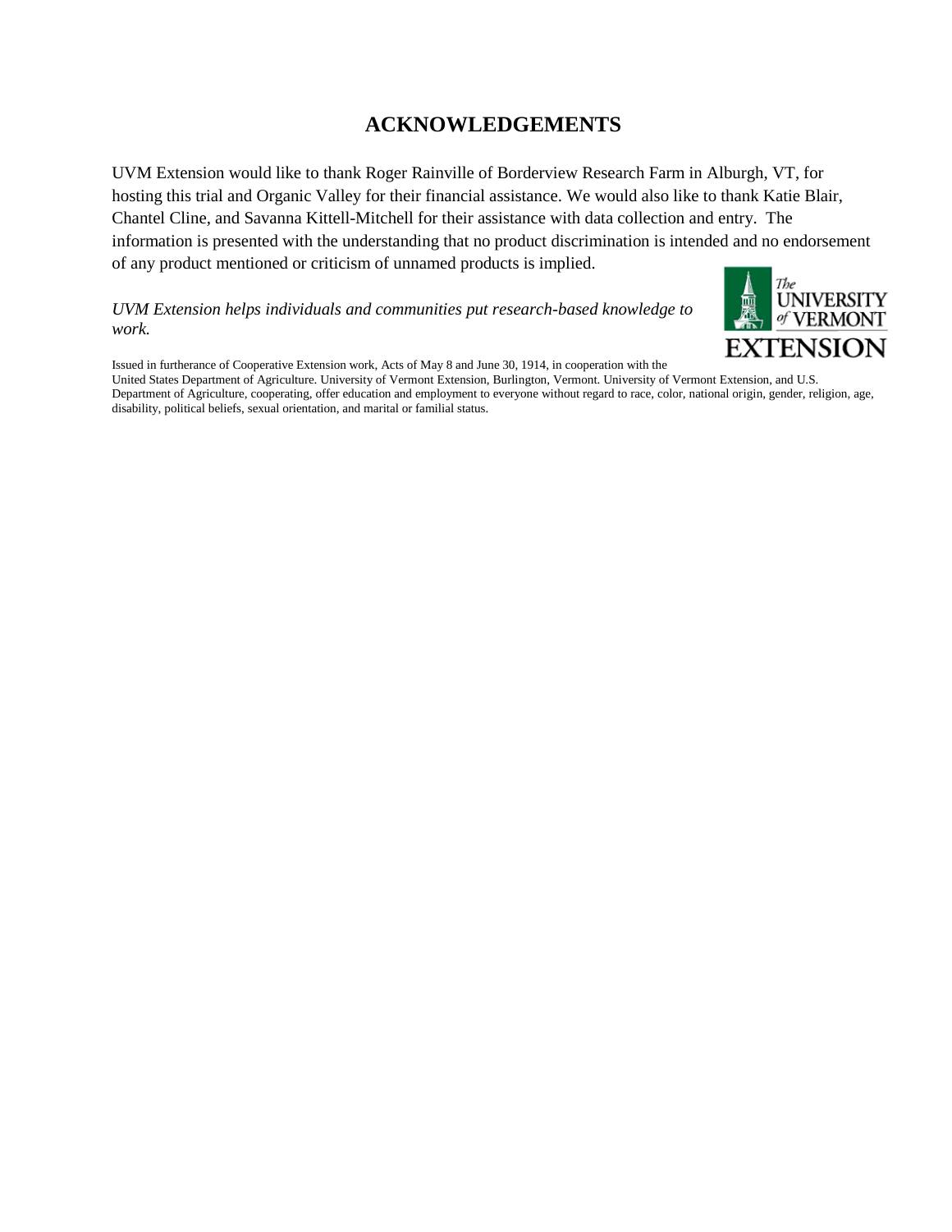# ACKNOWLEDGEMENTS

UVM Extension would like to thank Roger Rainville of Borderview Research Farm in Alburgh, VT, for hosting this trial and Organic Valley for their financial assistance. We would also like to thank Katie Blair, Chantel Cline, and Savanna Kittell-Mitchell for their assistance with data collection and entry. The information is presented with the understanding that no product discrimination is intended and no endorsement of any product mentioned or criticism of unnamed products is implied.

*UVM Extension helps individuals and communities put research-based knowledge to work.*

Issued in furtherance of Cooperative Extension work, Acts of May 8 and June 30, 1914, in cooperation with the United States Department of Agriculture. University of Vermont Extension, Burlington, Vermont. University of Vermont Extension, and U.S. Department of Agriculture, cooperating, offer education and employment to everyone without regard to race, color, national origin, gender, religion, age, disability, political beliefs, sexual orientation, and marital or familial status.